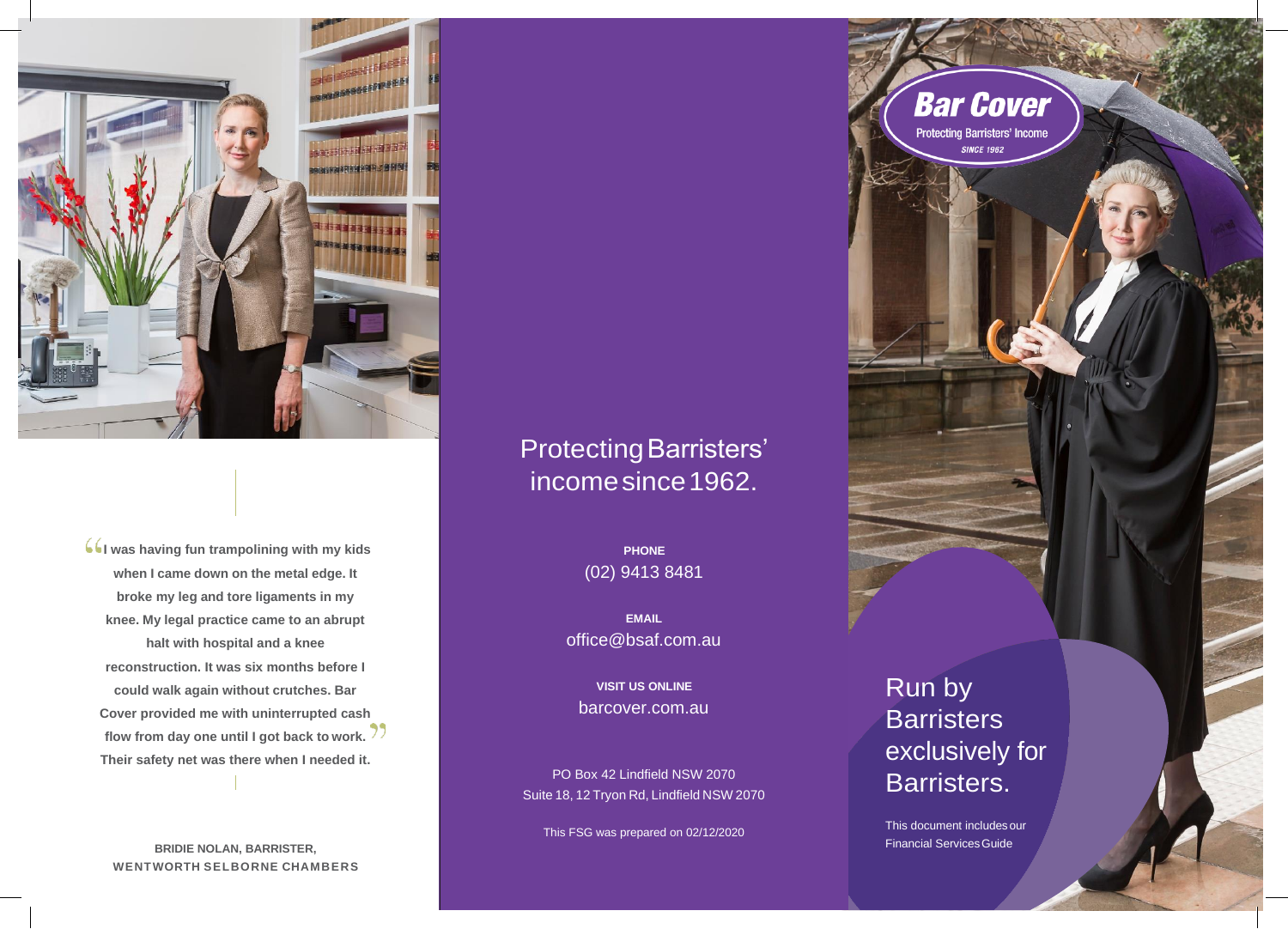> "I was having fun trampolining with my kids when I came down on the metal edge. It broke my leg and tore ligaments in my knee. My legal practice came to an abrupt halt with hospital and a knee reconstruction. It was six months before I could walk again without crutches. Bar Cover provided me with uninterrupted cash flow from day one until I got back to work." Their safety net was there when I needed it.

**BRIDIE NOLAN, BARRISTER, WENTWORTH SELBORNE CHAMBERS**

# Protecting Barristers' income since 1962.

**PHONE**
(02) 9413 8481

**EMAIL**
office@bsaf.com.au

**VISIT US ONLINE**
barcover.com.au

PO Box 42 Lindfield NSW 2070
Suite 18, 12 Tryon Rd, Lindfield NSW 2070

This FSG was prepared on 02/12/2020

**Bar Cover**
Protecting Barristers' Income
*SINCE 1962*

## Run by Barristers exclusively for Barristers.

This document includes our Financial Services Guide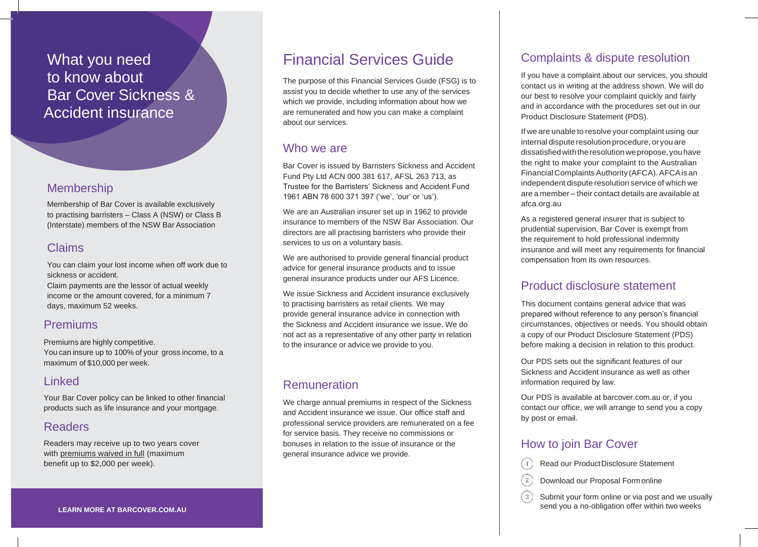# What you need to know about Bar Cover Sickness & Accident insurance

## Membership

Membership of Bar Cover is available exclusively to practising barristers – Class A (NSW) or Class B (Interstate) members of the NSW Bar Association

## Claims

You can claim your lost income when off work due to sickness or accident.
Claim payments are the lessor of actual weekly income or the amount covered, for a minimum 7 days, maximum 52 weeks.

## Premiums

Premiums are highly competitive.
You can insure up to 100% of your gross income, to a maximum of $10,000 per week.

## Linked

Your Bar Cover policy can be linked to other financial products such as life insurance and your mortgage.

## Readers

Readers may receive up to two years cover with premiums waived in full (maximum benefit up to $2,000 per week).

**LEARN MORE AT BARCOVER.COM.AU**

# Financial Services Guide

The purpose of this Financial Services Guide (FSG) is to assist you to decide whether to use any of the services which we provide, including information about how we are remunerated and how you can make a complaint about our services.

## Who we are

Bar Cover is issued by Barristers Sickness and Accident Fund Pty Ltd ACN 000 381 617, AFSL 263 713, as Trustee for the Barristers' Sickness and Accident Fund 1961 ABN 78 600 371 397 ('we', 'our' or 'us').

We are an Australian insurer set up in 1962 to provide insurance to members of the NSW Bar Association. Our directors are all practising barristers who provide their services to us on a voluntary basis.

We are authorised to provide general financial product advice for general insurance products and to issue general insurance products under our AFS Licence.

We issue Sickness and Accident insurance exclusively to practising barristers as retail clients. We may provide general insurance advice in connection with the Sickness and Accident insurance we issue. We do not act as a representative of any other party in relation to the insurance or advice we provide to you.

## Remuneration

We charge annual premiums in respect of the Sickness and Accident insurance we issue. Our office staff and professional service providers are remunerated on a fee for service basis. They receive no commissions or bonuses in relation to the issue of insurance or the general insurance advice we provide.

## Complaints & dispute resolution

If you have a complaint about our services, you should contact us in writing at the address shown. We will do our best to resolve your complaint quickly and fairly and in accordance with the procedures set out in our Product Disclosure Statement (PDS).

If we are unable to resolve your complaint using our internal dispute resolution procedure, or you are dissatisfied with the resolution we propose, you have the right to make your complaint to the Australian Financial Complaints Authority (AFCA). AFCA is an independent dispute resolution service of which we are a member – their contact details are available at afca.org.au

As a registered general insurer that is subject to prudential supervision, Bar Cover is exempt from the requirement to hold professional indemnity insurance and will meet any requirements for financial compensation from its own resources.

## Product disclosure statement

This document contains general advice that was prepared without reference to any person's financial circumstances, objectives or needs. You should obtain a copy of our Product Disclosure Statement (PDS) before making a decision in relation to this product.

Our PDS sets out the significant features of our Sickness and Accident insurance as well as other information required by law.

Our PDS is available at barcover.com.au or, if you contact our office, we will arrange to send you a copy by post or email.

## How to join Bar Cover

1. Read our Product Disclosure Statement
2. Download our Proposal Form online
3. Submit your form online or via post and we usually send you a no-obligation offer within two weeks